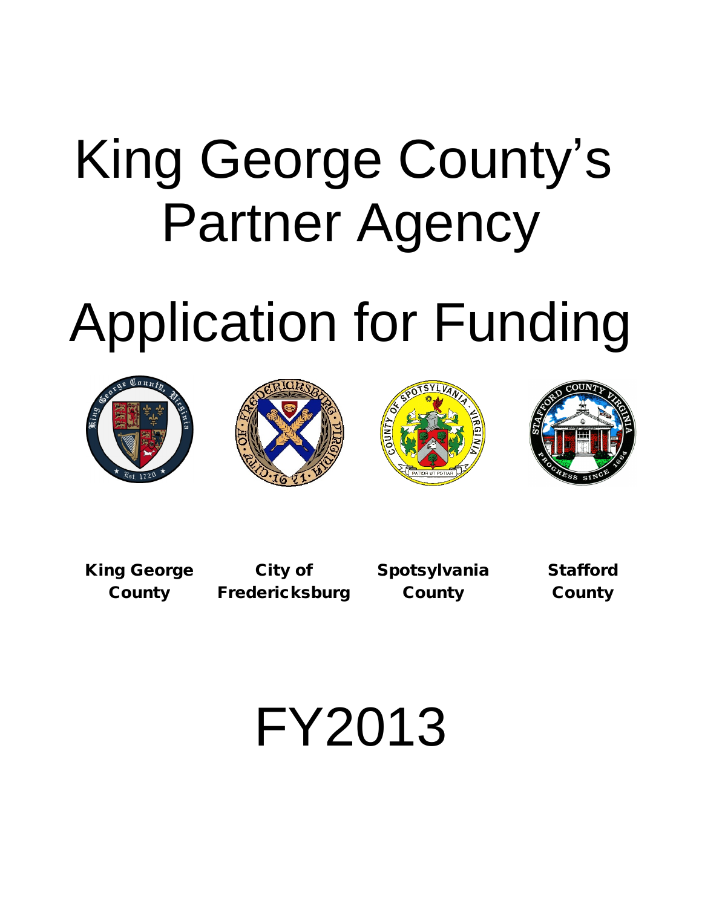# King George County's Partner Agency

# Application for Funding

**King George County** | **City of Fredericksburg** | **Spotsylvania County** | **Stafford County**

# FY2013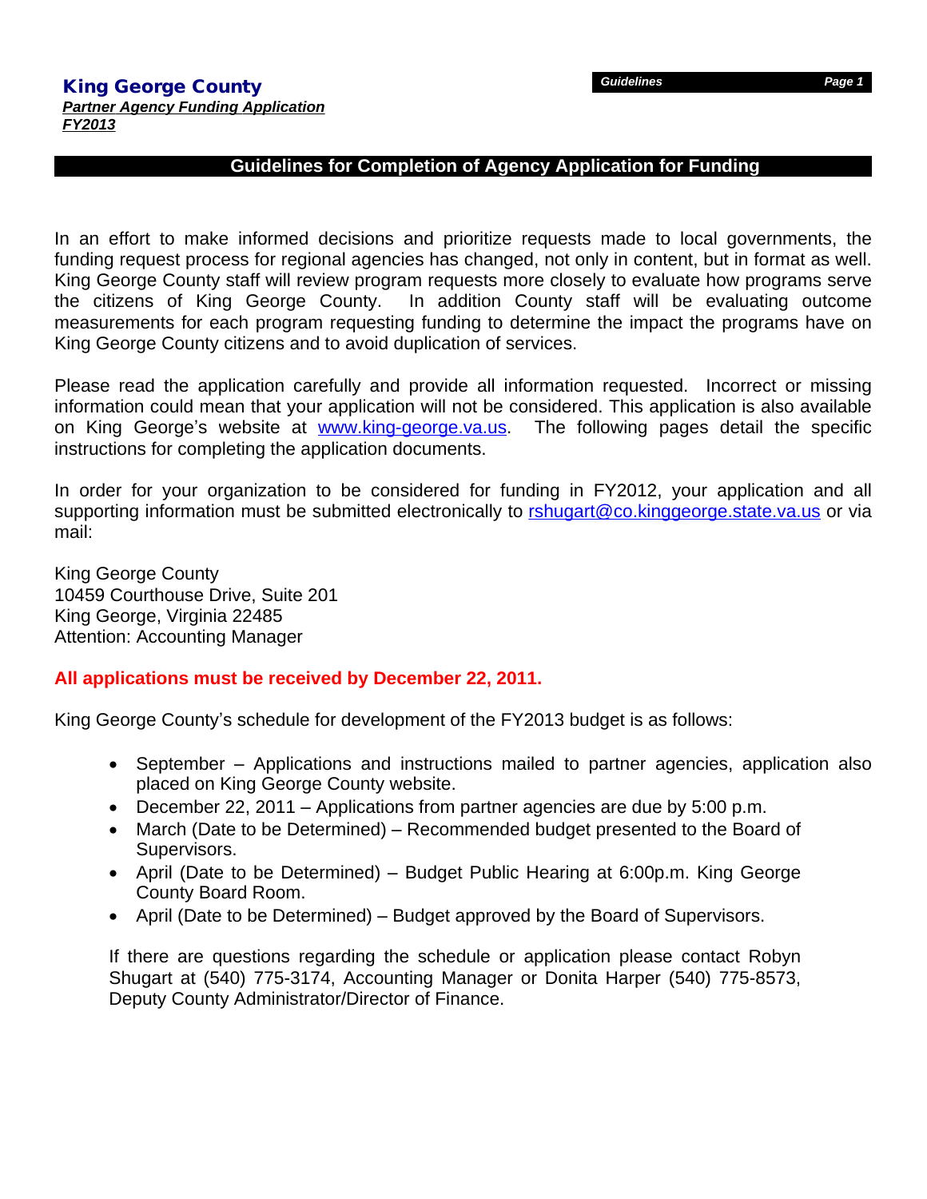**King George County**
***Partner Agency Funding Application***
***FY2013***

## Guidelines for Completion of Agency Application for Funding

In an effort to make informed decisions and prioritize requests made to local governments, the funding request process for regional agencies has changed, not only in content, but in format as well. King George County staff will review program requests more closely to evaluate how programs serve the citizens of King George County. In addition County staff will be evaluating outcome measurements for each program requesting funding to determine the impact the programs have on King George County citizens and to avoid duplication of services.

Please read the application carefully and provide all information requested. Incorrect or missing information could mean that your application will not be considered. This application is also available on King George's website at www.king-george.va.us. The following pages detail the specific instructions for completing the application documents.

In order for your organization to be considered for funding in FY2012, your application and all supporting information must be submitted electronically to rshugart@co.kinggeorge.state.va.us or via mail:

King George County
10459 Courthouse Drive, Suite 201
King George, Virginia 22485
Attention: Accounting Manager

**All applications must be received by December 22, 2011.**

King George County's schedule for development of the FY2013 budget is as follows:

- September – Applications and instructions mailed to partner agencies, application also placed on King George County website.
- December 22, 2011 – Applications from partner agencies are due by 5:00 p.m.
- March (Date to be Determined) – Recommended budget presented to the Board of Supervisors.
- April (Date to be Determined) – Budget Public Hearing at 6:00p.m. King George County Board Room.
- April (Date to be Determined) – Budget approved by the Board of Supervisors.

If there are questions regarding the schedule or application please contact Robyn Shugart at (540) 775-3174, Accounting Manager or Donita Harper (540) 775-8573, Deputy County Administrator/Director of Finance.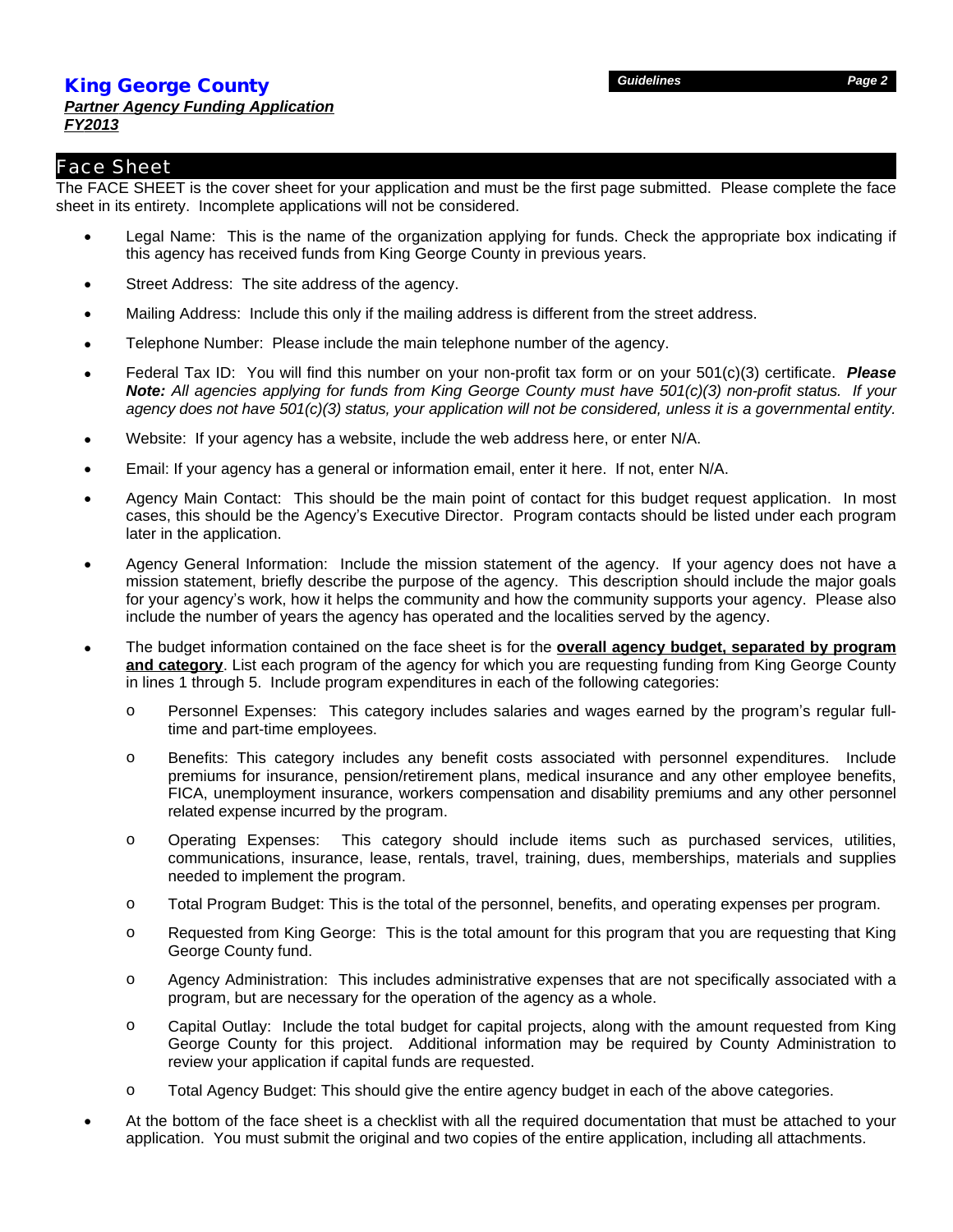## Face Sheet

The FACE SHEET is the cover sheet for your application and must be the first page submitted. Please complete the face sheet in its entirety. Incomplete applications will not be considered.

- Legal Name: This is the name of the organization applying for funds. Check the appropriate box indicating if this agency has received funds from King George County in previous years.
- Street Address: The site address of the agency.
- Mailing Address: Include this only if the mailing address is different from the street address.
- Telephone Number: Please include the main telephone number of the agency.
- Federal Tax ID: You will find this number on your non-profit tax form or on your 501(c)(3) certificate. ***Please Note:*** *All agencies applying for funds from King George County must have 501(c)(3) non-profit status. If your agency does not have 501(c)(3) status, your application will not be considered, unless it is a governmental entity.*
- Website: If your agency has a website, include the web address here, or enter N/A.
- Email: If your agency has a general or information email, enter it here. If not, enter N/A.
- Agency Main Contact: This should be the main point of contact for this budget request application. In most cases, this should be the Agency's Executive Director. Program contacts should be listed under each program later in the application.
- Agency General Information: Include the mission statement of the agency. If your agency does not have a mission statement, briefly describe the purpose of the agency. This description should include the major goals for your agency's work, how it helps the community and how the community supports your agency. Please also include the number of years the agency has operated and the localities served by the agency.
- The budget information contained on the face sheet is for the **overall agency budget, separated by program and category**. List each program of the agency for which you are requesting funding from King George County in lines 1 through 5. Include program expenditures in each of the following categories:
    - Personnel Expenses: This category includes salaries and wages earned by the program's regular full-time and part-time employees.
    - Benefits: This category includes any benefit costs associated with personnel expenditures. Include premiums for insurance, pension/retirement plans, medical insurance and any other employee benefits, FICA, unemployment insurance, workers compensation and disability premiums and any other personnel related expense incurred by the program.
    - Operating Expenses: This category should include items such as purchased services, utilities, communications, insurance, lease, rentals, travel, training, dues, memberships, materials and supplies needed to implement the program.
    - Total Program Budget: This is the total of the personnel, benefits, and operating expenses per program.
    - Requested from King George: This is the total amount for this program that you are requesting that King George County fund.
    - Agency Administration: This includes administrative expenses that are not specifically associated with a program, but are necessary for the operation of the agency as a whole.
    - Capital Outlay: Include the total budget for capital projects, along with the amount requested from King George County for this project. Additional information may be required by County Administration to review your application if capital funds are requested.
    - Total Agency Budget: This should give the entire agency budget in each of the above categories.
- At the bottom of the face sheet is a checklist with all the required documentation that must be attached to your application. You must submit the original and two copies of the entire application, including all attachments.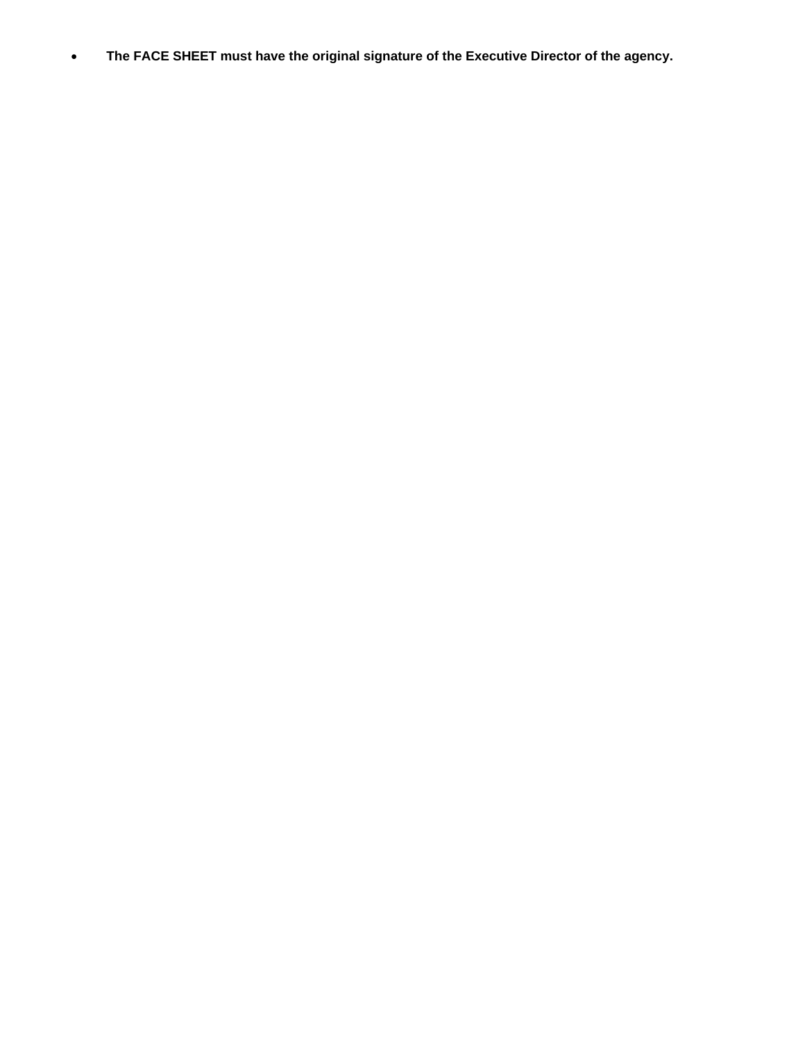- **The FACE SHEET must have the original signature of the Executive Director of the agency.**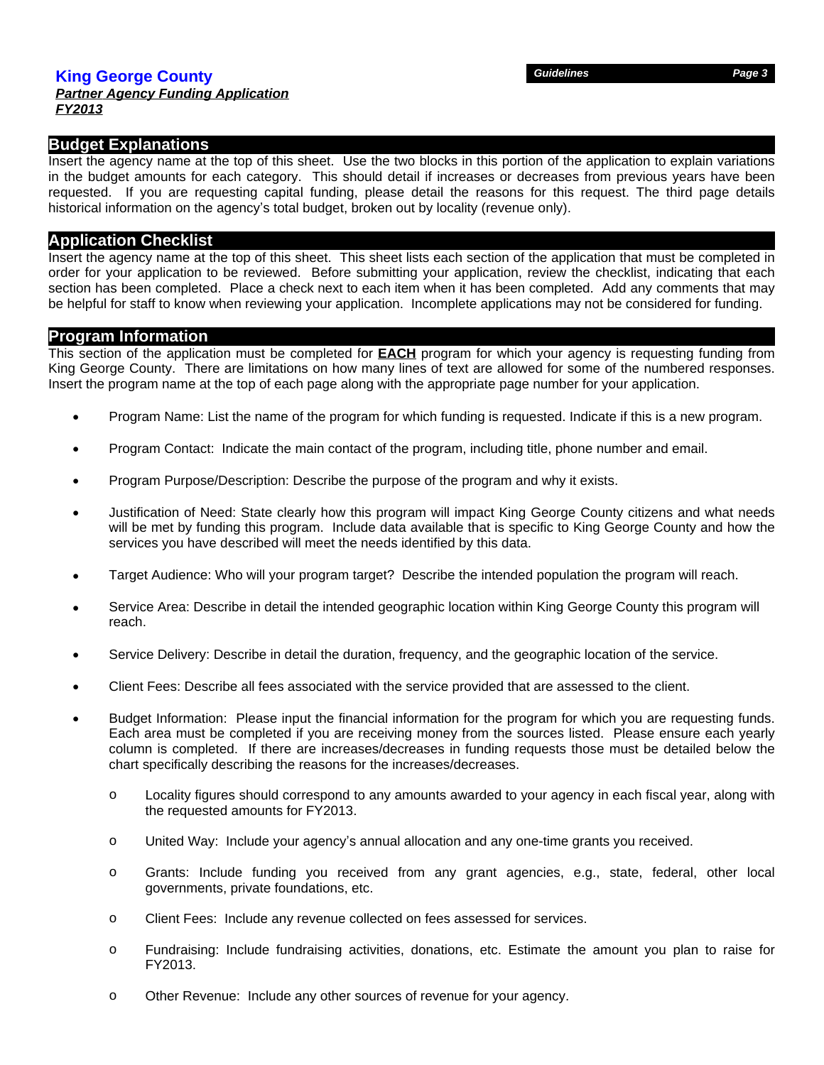## Budget Explanations

Insert the agency name at the top of this sheet. Use the two blocks in this portion of the application to explain variations in the budget amounts for each category. This should detail if increases or decreases from previous years have been requested. If you are requesting capital funding, please detail the reasons for this request. The third page details historical information on the agency's total budget, broken out by locality (revenue only).

## Application Checklist

Insert the agency name at the top of this sheet. This sheet lists each section of the application that must be completed in order for your application to be reviewed. Before submitting your application, review the checklist, indicating that each section has been completed. Place a check next to each item when it has been completed. Add any comments that may be helpful for staff to know when reviewing your application. Incomplete applications may not be considered for funding.

## Program Information

This section of the application must be completed for **EACH** program for which your agency is requesting funding from King George County. There are limitations on how many lines of text are allowed for some of the numbered responses. Insert the program name at the top of each page along with the appropriate page number for your application.

- Program Name: List the name of the program for which funding is requested. Indicate if this is a new program.
- Program Contact: Indicate the main contact of the program, including title, phone number and email.
- Program Purpose/Description: Describe the purpose of the program and why it exists.
- Justification of Need: State clearly how this program will impact King George County citizens and what needs will be met by funding this program. Include data available that is specific to King George County and how the services you have described will meet the needs identified by this data.
- Target Audience: Who will your program target? Describe the intended population the program will reach.
- Service Area: Describe in detail the intended geographic location within King George County this program will reach.
- Service Delivery: Describe in detail the duration, frequency, and the geographic location of the service.
- Client Fees: Describe all fees associated with the service provided that are assessed to the client.
- Budget Information: Please input the financial information for the program for which you are requesting funds. Each area must be completed if you are receiving money from the sources listed. Please ensure each yearly column is completed. If there are increases/decreases in funding requests those must be detailed below the chart specifically describing the reasons for the increases/decreases.
  - Locality figures should correspond to any amounts awarded to your agency in each fiscal year, along with the requested amounts for FY2013.
  - United Way: Include your agency's annual allocation and any one-time grants you received.
  - Grants: Include funding you received from any grant agencies, e.g., state, federal, other local governments, private foundations, etc.
  - Client Fees: Include any revenue collected on fees assessed for services.
  - Fundraising: Include fundraising activities, donations, etc. Estimate the amount you plan to raise for FY2013.
  - Other Revenue: Include any other sources of revenue for your agency.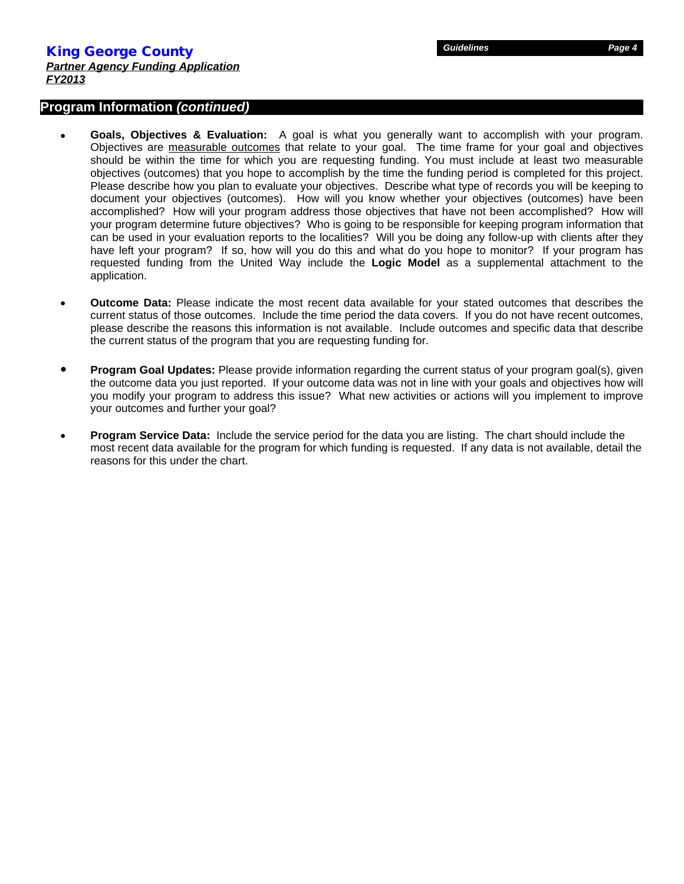## Program Information *(continued)*

- **Goals, Objectives & Evaluation:** A goal is what you generally want to accomplish with your program. Objectives are measurable outcomes that relate to your goal. The time frame for your goal and objectives should be within the time for which you are requesting funding. You must include at least two measurable objectives (outcomes) that you hope to accomplish by the time the funding period is completed for this project. Please describe how you plan to evaluate your objectives. Describe what type of records you will be keeping to document your objectives (outcomes). How will you know whether your objectives (outcomes) have been accomplished? How will your program address those objectives that have not been accomplished? How will your program determine future objectives? Who is going to be responsible for keeping program information that can be used in your evaluation reports to the localities? Will you be doing any follow-up with clients after they have left your program? If so, how will you do this and what do you hope to monitor? If your program has requested funding from the United Way include the **Logic Model** as a supplemental attachment to the application.

- **Outcome Data:** Please indicate the most recent data available for your stated outcomes that describes the current status of those outcomes. Include the time period the data covers. If you do not have recent outcomes, please describe the reasons this information is not available. Include outcomes and specific data that describe the current status of the program that you are requesting funding for.

- **Program Goal Updates:** Please provide information regarding the current status of your program goal(s), given the outcome data you just reported. If your outcome data was not in line with your goals and objectives how will you modify your program to address this issue? What new activities or actions will you implement to improve your outcomes and further your goal?

- **Program Service Data:** Include the service period for the data you are listing. The chart should include the most recent data available for the program for which funding is requested. If any data is not available, detail the reasons for this under the chart.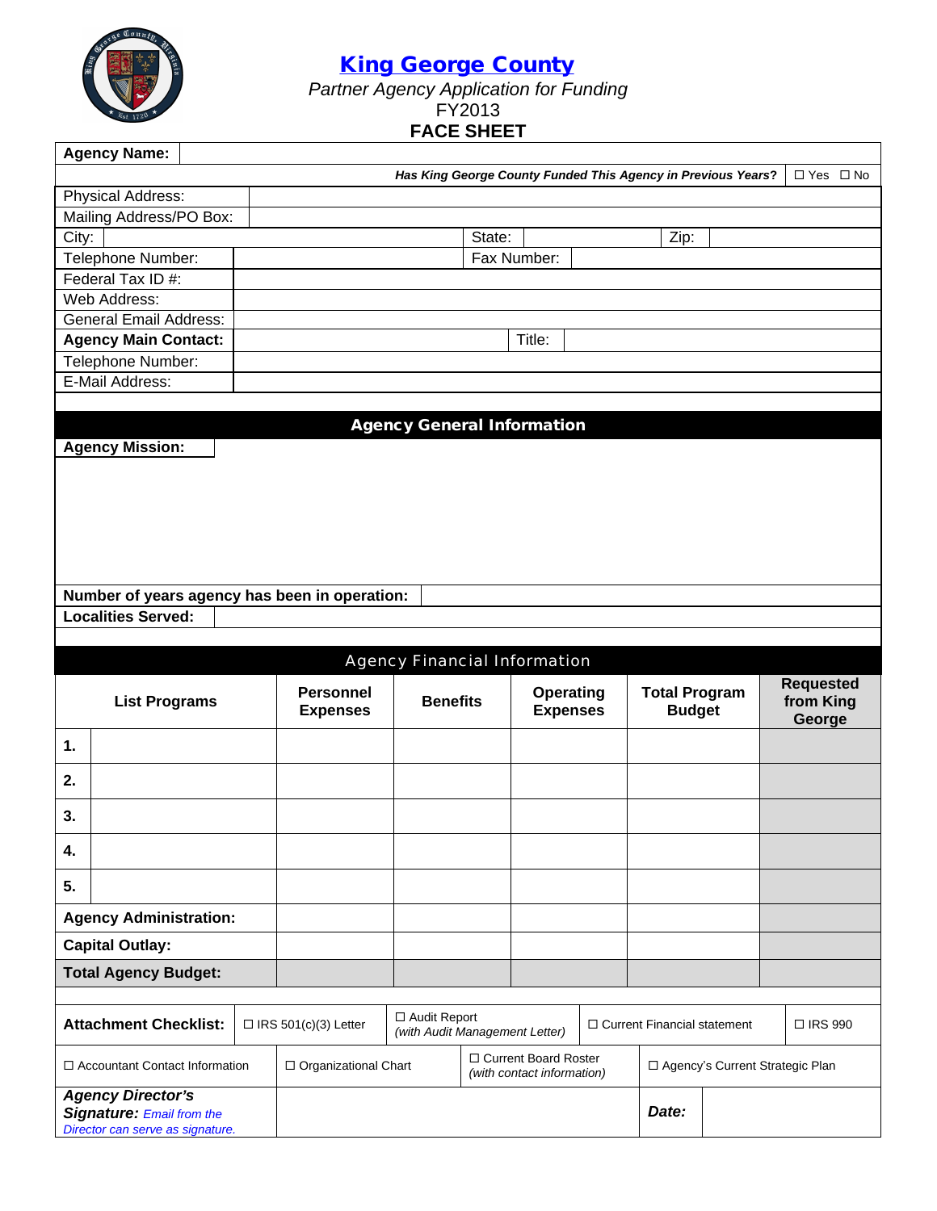# King George County

*Partner Agency Application for Funding*

FY2013

**FACE SHEET**

| **Agency Name:** | |
|---|---|
| ***Has King George County Funded This Agency in Previous Years?*** | ☐ Yes ☐ No |

| | | | | | |
|---|---|---|---|---|---|
| Physical Address: | | | | | |
| Mailing Address/PO Box: | | | | | |
| City: | | State: | | Zip: | |
| Telephone Number: | | Fax Number: | | | |
| Federal Tax ID #: | | | | | |
| Web Address: | | | | | |
| General Email Address: | | | | | |
| **Agency Main Contact:** | | Title: | | | |
| Telephone Number: | | | | | |
| E-Mail Address: | | | | | |

## Agency General Information

**Agency Mission:**

**Number of years agency has been in operation:**

**Localities Served:**

## Agency Financial Information

| **List Programs** | | **Personnel Expenses** | **Benefits** | **Operating Expenses** | **Total Program Budget** | **Requested from King George** |
|---|---|---|---|---|---|---|
| **1.** | | | | | | |
| **2.** | | | | | | |
| **3.** | | | | | | |
| **4.** | | | | | | |
| **5.** | | | | | | |
| **Agency Administration:** | | | | | | |
| **Capital Outlay:** | | | | | | |
| **Total Agency Budget:** | | | | | | |

| **Attachment Checklist:** | ☐ IRS 501(c)(3) Letter | ☐ Audit Report *(with Audit Management Letter)* | ☐ Current Financial statement | ☐ IRS 990 |
|---|---|---|---|---|
| ☐ Accountant Contact Information | ☐ Organizational Chart | ☐ Current Board Roster *(with contact information)* | ☐ Agency's Current Strategic Plan | |

| ***Agency Director's Signature:*** *Email from the Director can serve as signature.* | | ***Date:*** | |
|---|---|---|---|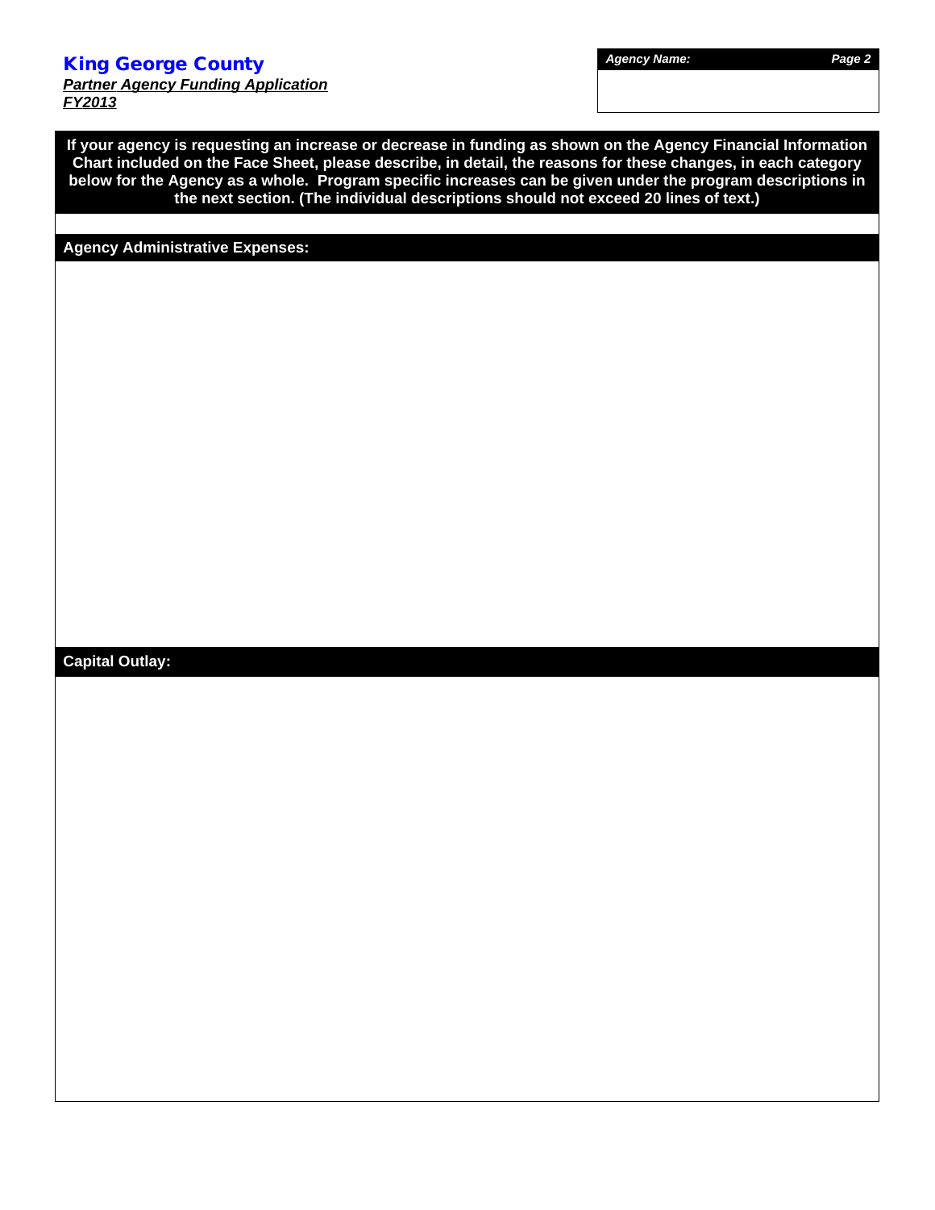# King George County

***Partner Agency Funding Application***
***FY2013***

| ***Agency Name:*** |
|---|
| |

**If your agency is requesting an increase or decrease in funding as shown on the Agency Financial Information Chart included on the Face Sheet, please describe, in detail, the reasons for these changes, in each category below for the Agency as a whole. Program specific increases can be given under the program descriptions in the next section. (The individual descriptions should not exceed 20 lines of text.)**

**Agency Administrative Expenses:**

**Capital Outlay:**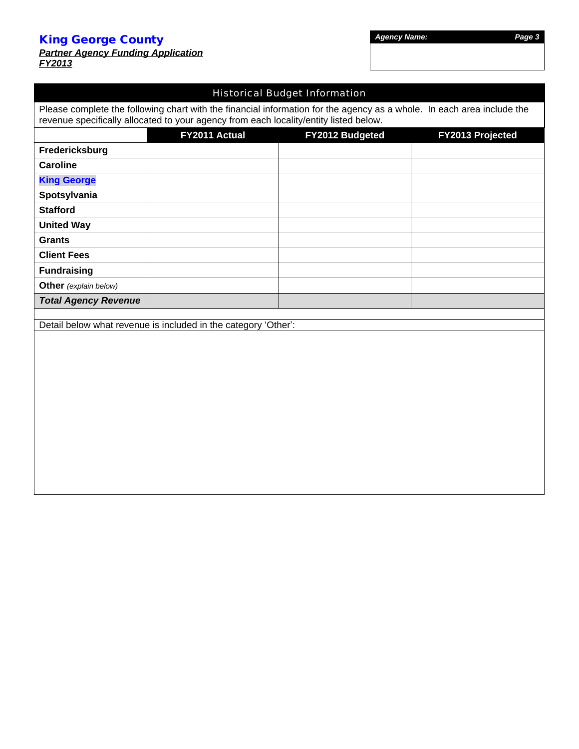# King George County

***Partner Agency Funding Application***
***FY2013***

| ***Agency Name:*** |
| --- |
| |

## Historical Budget Information

Please complete the following chart with the financial information for the agency as a whole. In each area include the revenue specifically allocated to your agency from each locality/entity listed below.

| | FY2011 Actual | FY2012 Budgeted | FY2013 Projected |
| --- | --- | --- | --- |
| **Fredericksburg** | | | |
| **Caroline** | | | |
| **King George** | | | |
| **Spotsylvania** | | | |
| **Stafford** | | | |
| **United Way** | | | |
| **Grants** | | | |
| **Client Fees** | | | |
| **Fundraising** | | | |
| **Other** *(explain below)* | | | |
| ***Total Agency Revenue*** | | | |

Detail below what revenue is included in the category 'Other':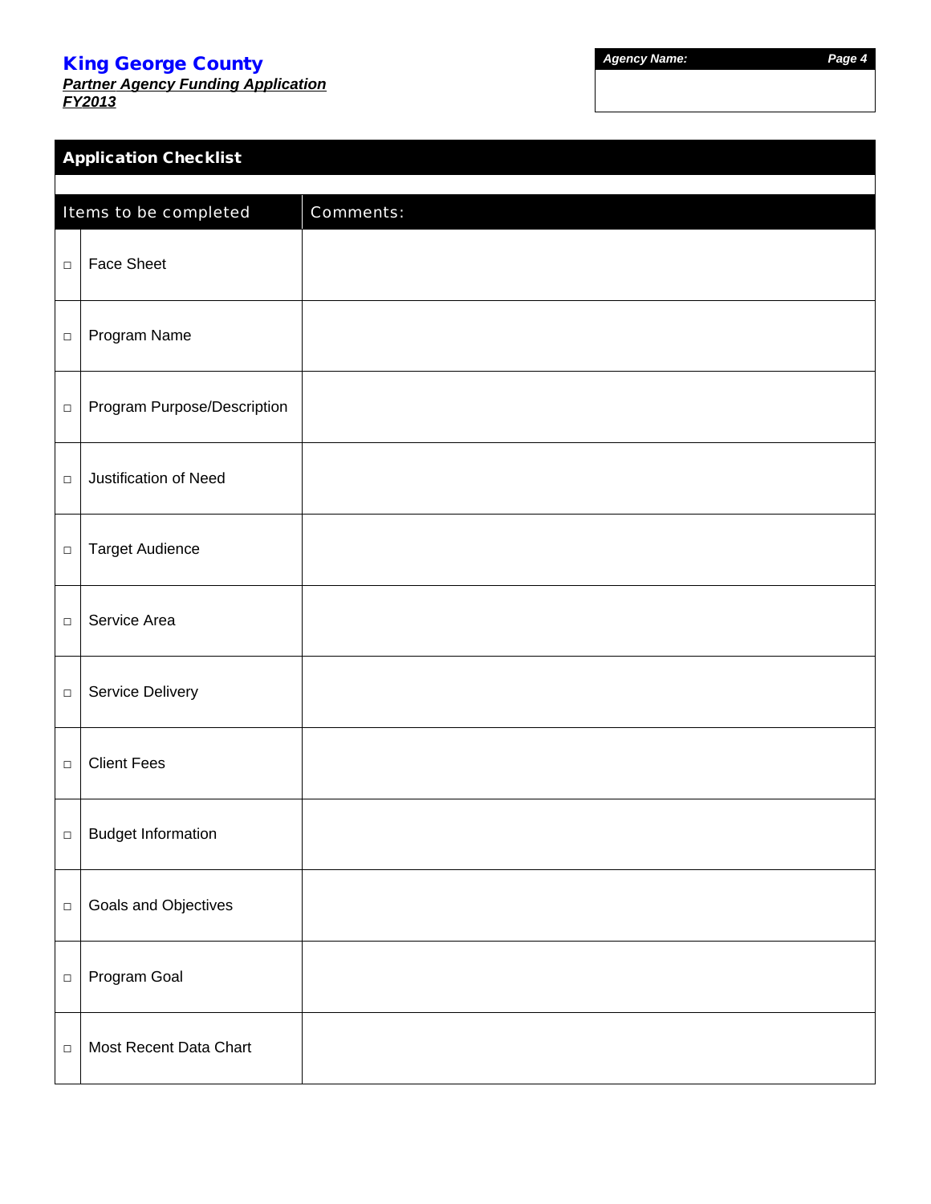**King George County**
***Partner Agency Funding Application***
***FY2013***

| *Agency Name:* |
|---|
| |

## Application Checklist

| | Items to be completed | Comments: |
|---|---|---|
| □ | Face Sheet | |
| □ | Program Name | |
| □ | Program Purpose/Description | |
| □ | Justification of Need | |
| □ | Target Audience | |
| □ | Service Area | |
| □ | Service Delivery | |
| □ | Client Fees | |
| □ | Budget Information | |
| □ | Goals and Objectives | |
| □ | Program Goal | |
| □ | Most Recent Data Chart | |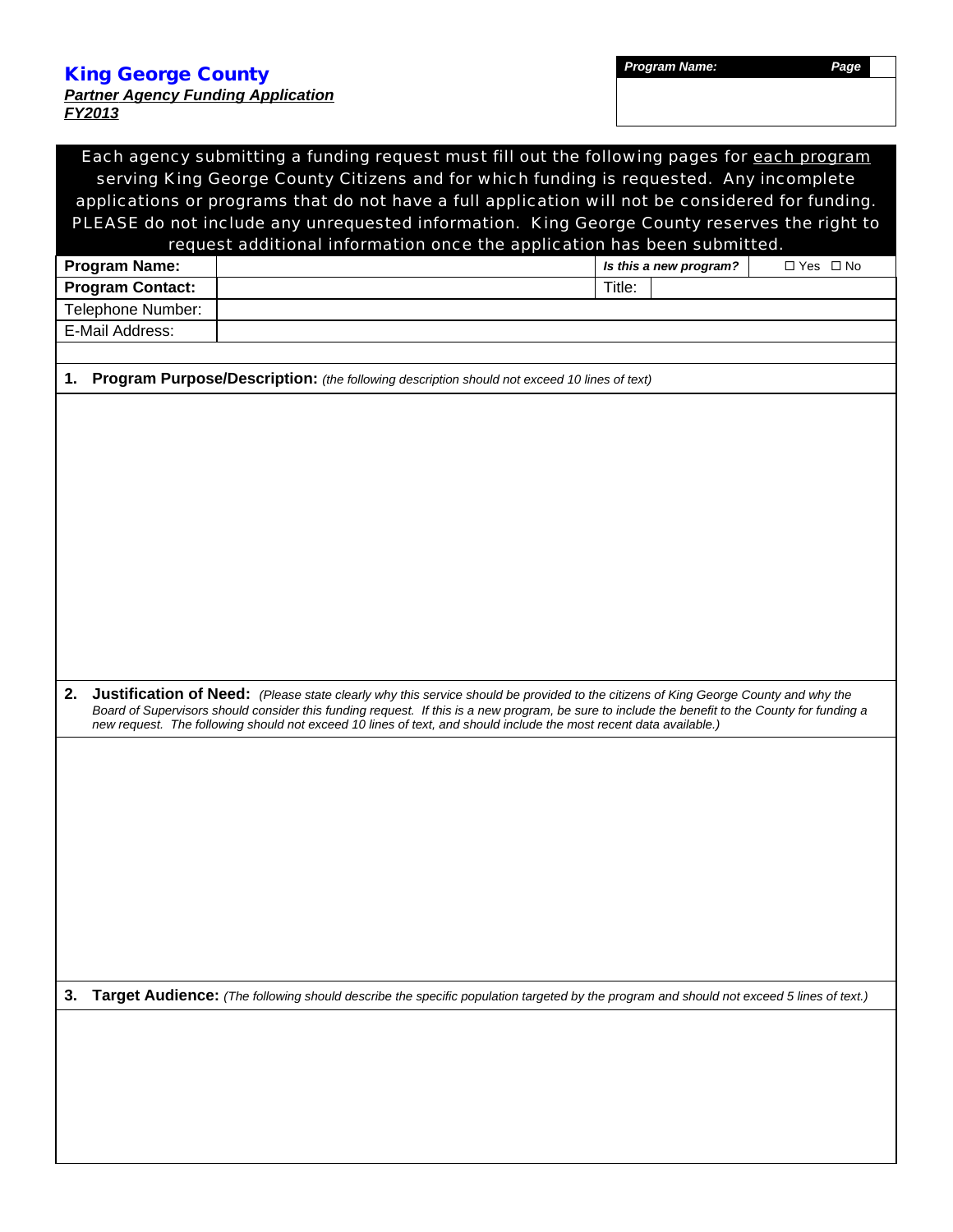**King George County**
***Partner Agency Funding Application***
***FY2013***

| *Program Name:* | *Page* |
|---|---|
| | |

**Each agency submitting a funding request must fill out the following pages for each program serving King George County Citizens and for which funding is requested. Any incomplete applications or programs that do not have a full application will not be considered for funding. PLEASE do not include any unrequested information. King George County reserves the right to request additional information once the application has been submitted.**

| **Program Name:** | | ***Is this a new program?*** | ☐ Yes ☐ No |
|---|---|---|---|
| **Program Contact:** | | Title: | |
| Telephone Number: | | | |
| E-Mail Address: | | | |

**1. Program Purpose/Description:** *(the following description should not exceed 10 lines of text)*

**2. Justification of Need:** *(Please state clearly why this service should be provided to the citizens of King George County and why the Board of Supervisors should consider this funding request. If this is a new program, be sure to include the benefit to the County for funding a new request. The following should not exceed 10 lines of text, and should include the most recent data available.)*

**3. Target Audience:** *(The following should describe the specific population targeted by the program and should not exceed 5 lines of text.)*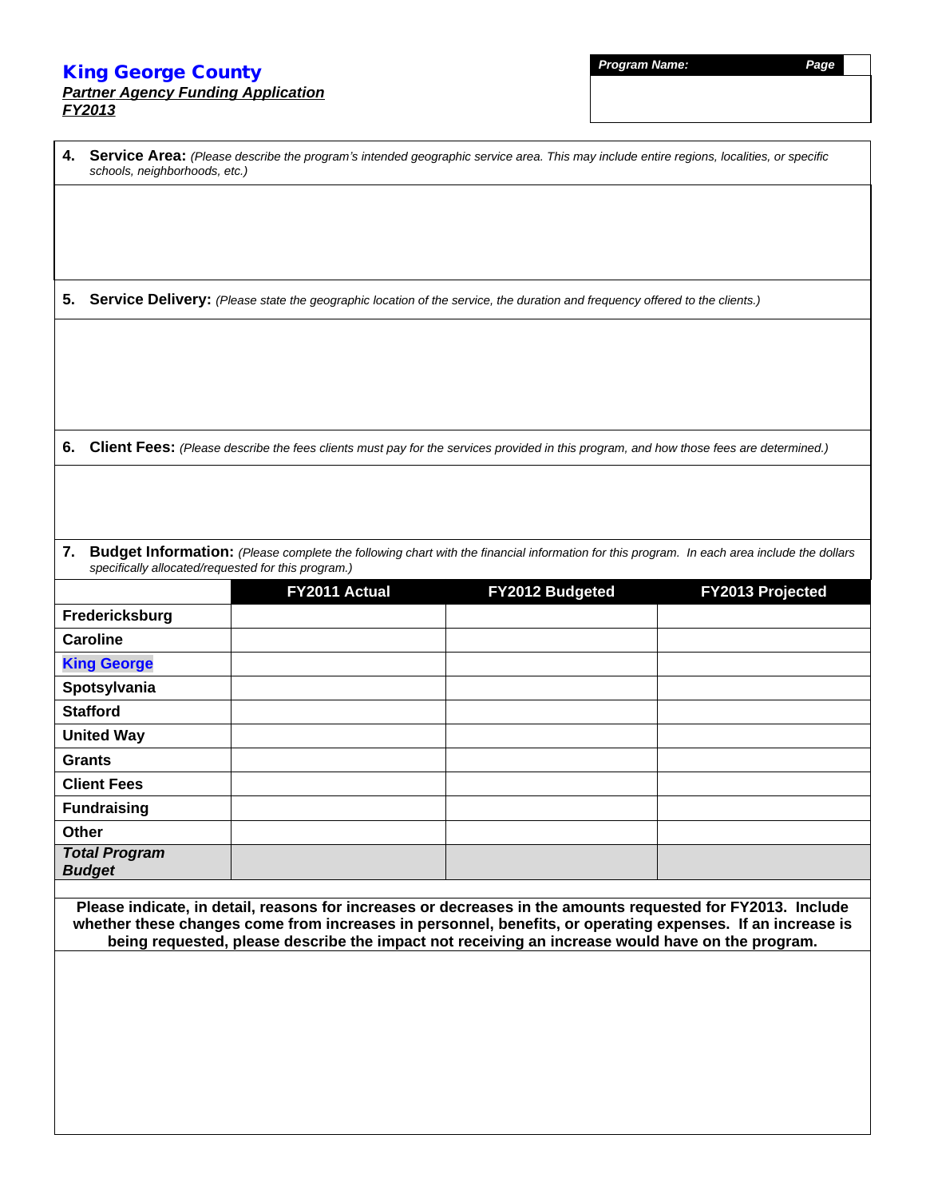# King George County

***Partner Agency Funding Application***
***FY2013***

| ***Program Name:*** | ***Page*** |
|---|---|
| | |

**4. Service Area:** *(Please describe the program's intended geographic service area. This may include entire regions, localities, or specific schools, neighborhoods, etc.)*

**5. Service Delivery:** *(Please state the geographic location of the service, the duration and frequency offered to the clients.)*

**6. Client Fees:** *(Please describe the fees clients must pay for the services provided in this program, and how those fees are determined.)*

**7. Budget Information:** *(Please complete the following chart with the financial information for this program. In each area include the dollars specifically allocated/requested for this program.)*

| | FY2011 Actual | FY2012 Budgeted | FY2013 Projected |
|---|---|---|---|
| **Fredericksburg** | | | |
| **Caroline** | | | |
| **King George** | | | |
| **Spotsylvania** | | | |
| **Stafford** | | | |
| **United Way** | | | |
| **Grants** | | | |
| **Client Fees** | | | |
| **Fundraising** | | | |
| **Other** | | | |
| ***Total Program Budget*** | | | |

**Please indicate, in detail, reasons for increases or decreases in the amounts requested for FY2013. Include whether these changes come from increases in personnel, benefits, or operating expenses. If an increase is being requested, please describe the impact not receiving an increase would have on the program.**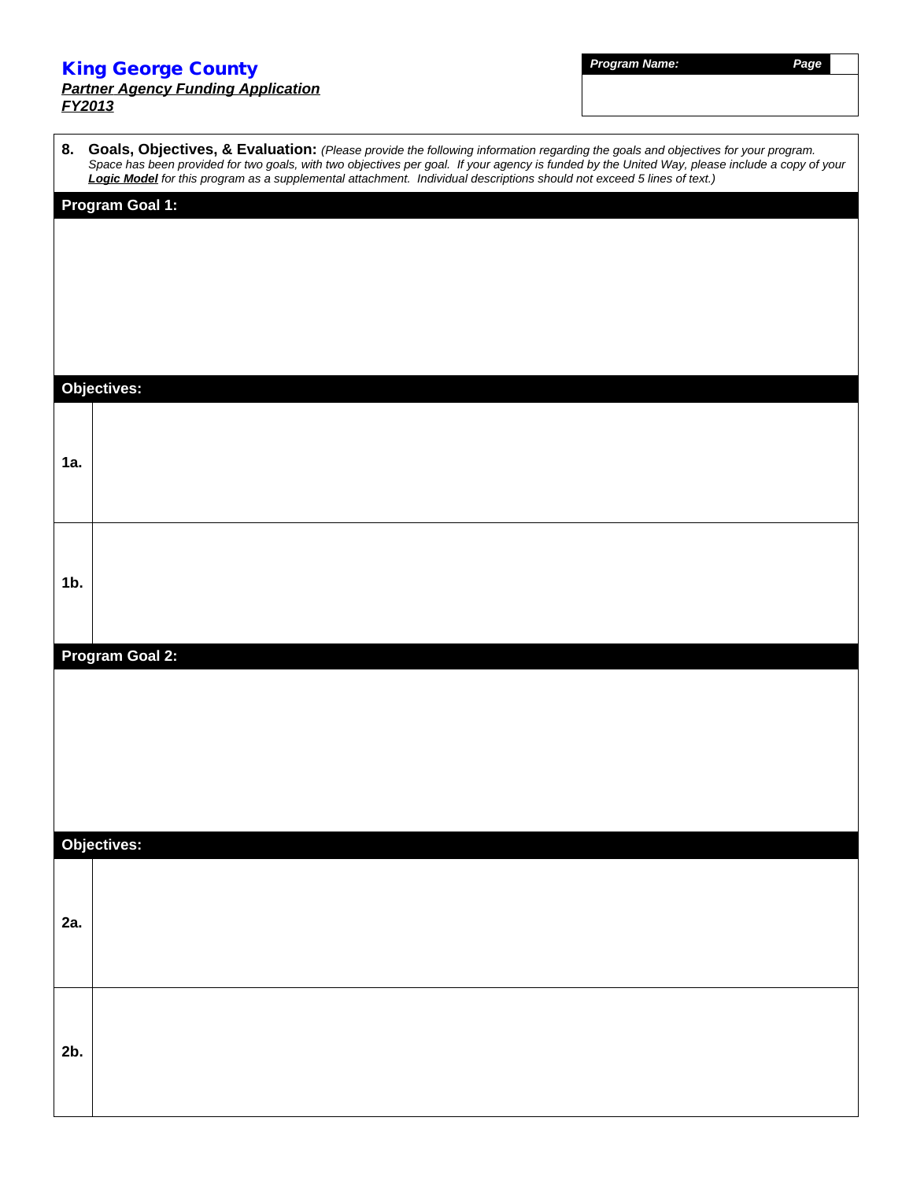# King George County

***Partner Agency Funding Application***
***FY2013***

| ***Program Name:*** | ***Page*** |
|---|---|
| | |

**8. Goals, Objectives, & Evaluation:** *(Please provide the following information regarding the goals and objectives for your program. Space has been provided for two goals, with two objectives per goal. If your agency is funded by the United Way, please include a copy of your **Logic Model** for this program as a supplemental attachment. Individual descriptions should not exceed 5 lines of text.)*

**Program Goal 1:**

**Objectives:**

| | |
|---|---|
| **1a.** | |
| **1b.** | |

**Program Goal 2:**

**Objectives:**

| | |
|---|---|
| **2a.** | |
| **2b.** | |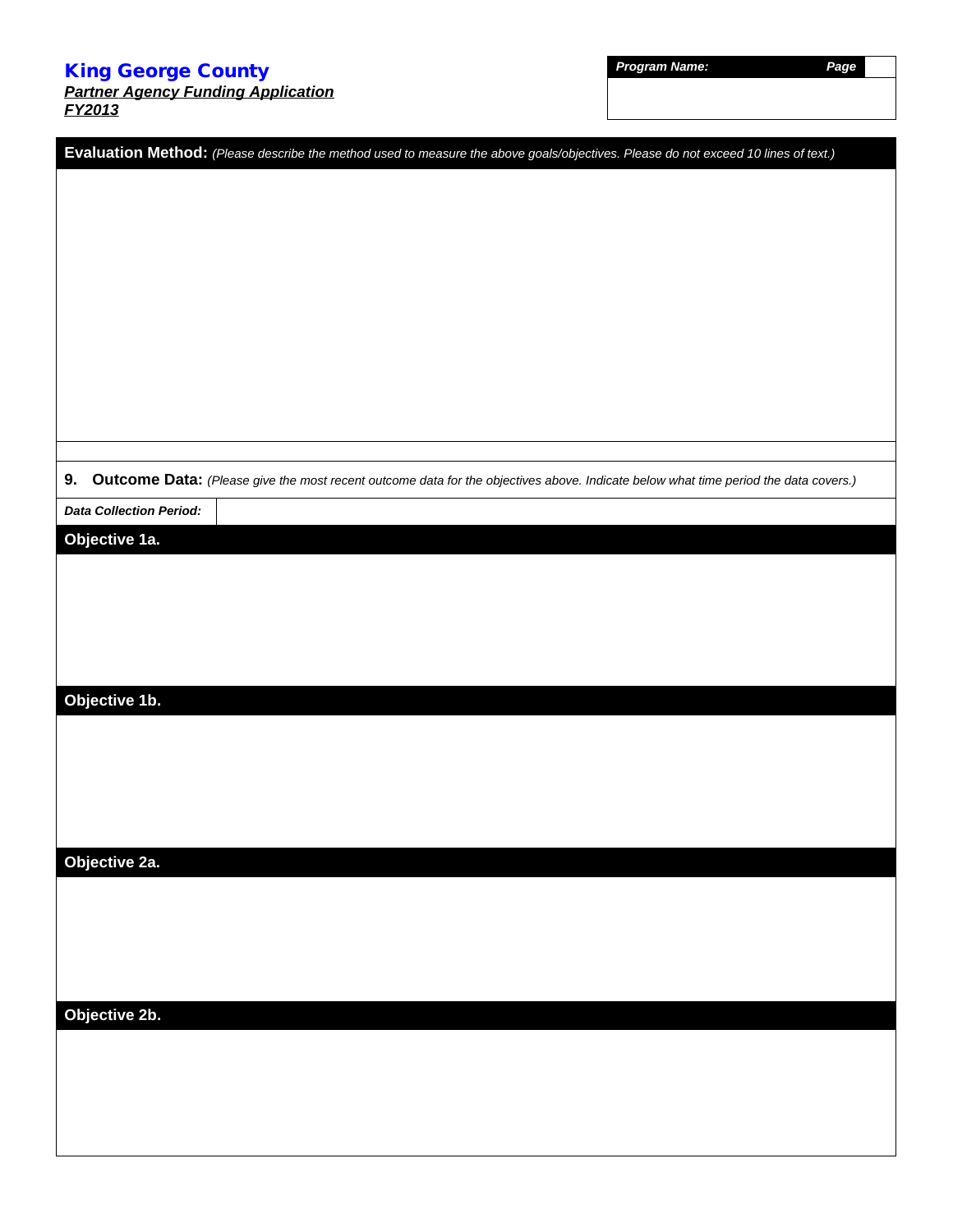**King George County**

***Partner Agency Funding Application***

***FY2013***

| *Program Name:* | *Page* |
|---|---|
| | |

**Evaluation Method:** *(Please describe the method used to measure the above goals/objectives. Please do not exceed 10 lines of text.)*

**9. Outcome Data:** *(Please give the most recent outcome data for the objectives above. Indicate below what time period the data covers.)*

| *Data Collection Period:* | |
|---|---|

**Objective 1a.**

**Objective 1b.**

**Objective 2a.**

**Objective 2b.**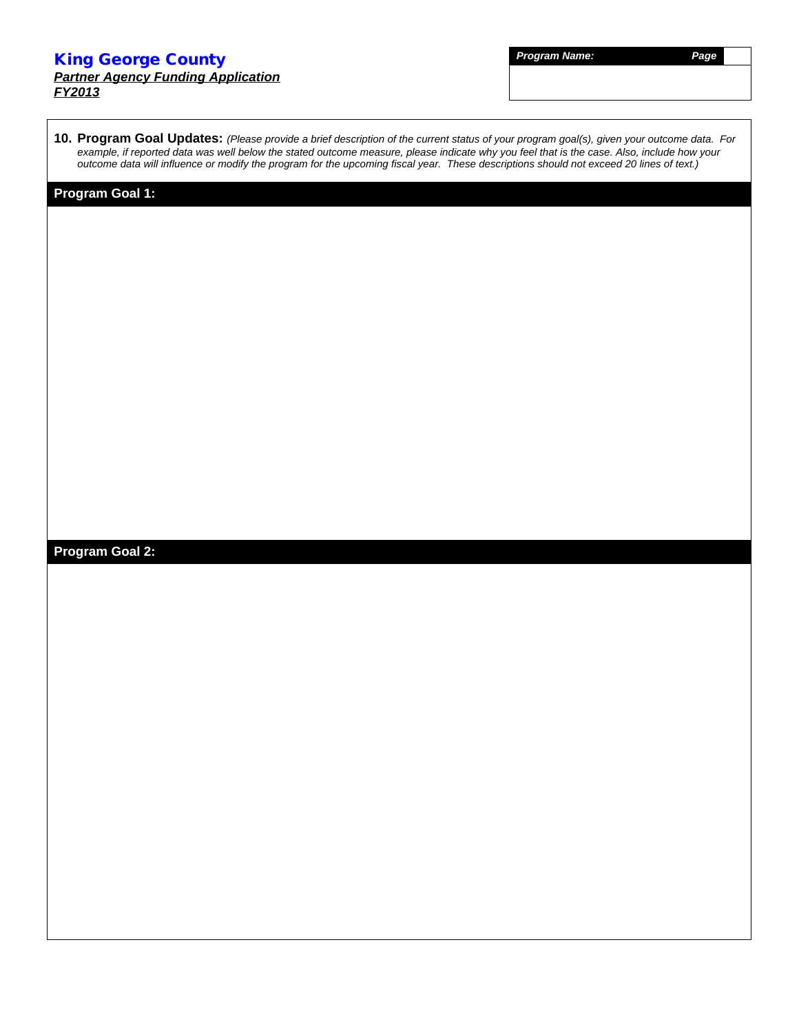# King George County

***Partner Agency Funding Application***

***FY2013***

| ***Program Name:*** | ***Page*** |
| --- | --- |
| | |

**10. Program Goal Updates:** *(Please provide a brief description of the current status of your program goal(s), given your outcome data. For example, if reported data was well below the stated outcome measure, please indicate why you feel that is the case. Also, include how your outcome data will influence or modify the program for the upcoming fiscal year. These descriptions should not exceed 20 lines of text.)*

**Program Goal 1:**

**Program Goal 2:**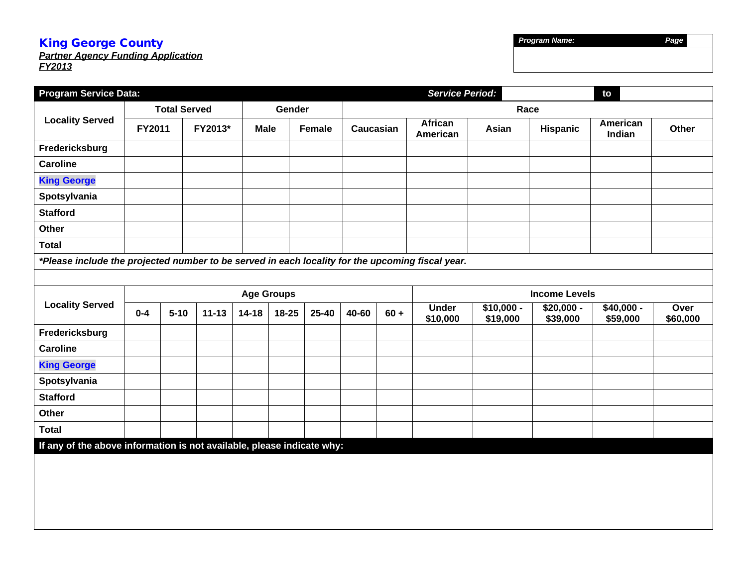# King George County

***Partner Agency Funding Application***
***FY2013***

| *Program Name:* | *Page* |
|---|---|
| | |

**Program Service Data:** ***Service Period:*** ________ **to** ________

| Locality Served | Total Served | | Gender | | Race | | | | | |
|---|---|---|---|---|---|---|---|---|---|---|
| | FY2011 | FY2013* | Male | Female | Caucasian | African American | Asian | Hispanic | American Indian | Other |
| Fredericksburg | | | | | | | | | | |
| Caroline | | | | | | | | | | |
| King George | | | | | | | | | | |
| Spotsylvania | | | | | | | | | | |
| Stafford | | | | | | | | | | |
| Other | | | | | | | | | | |
| Total | | | | | | | | | | |

****Please include the projected number to be served in each locality for the upcoming fiscal year.***

| Locality Served | Age Groups | | | | | | | | Income Levels | | | | |
|---|---|---|---|---|---|---|---|---|---|---|---|---|---|
| | 0-4 | 5-10 | 11-13 | 14-18 | 18-25 | 25-40 | 40-60 | 60 + | Under $10,000 | $10,000 - $19,000 | $20,000 - $39,000 | $40,000 - $59,000 | Over $60,000 |
| Fredericksburg | | | | | | | | | | | | | |
| Caroline | | | | | | | | | | | | | |
| King George | | | | | | | | | | | | | |
| Spotsylvania | | | | | | | | | | | | | |
| Stafford | | | | | | | | | | | | | |
| Other | | | | | | | | | | | | | |
| Total | | | | | | | | | | | | | |

**If any of the above information is not available, please indicate why:**